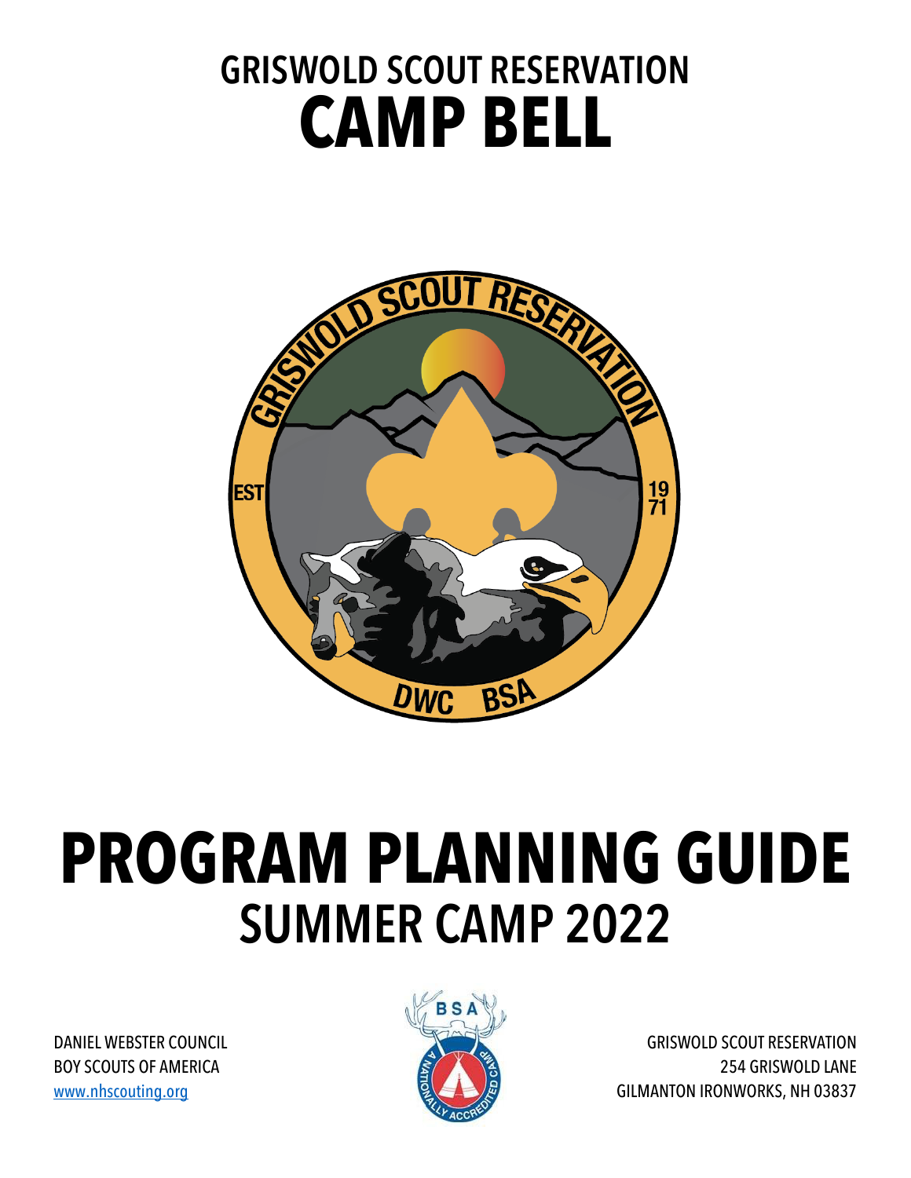# GRISWOLD SCOUT RESERVATION
# CAMP BELL

# PROGRAM PLANNING GUIDE
## SUMMER CAMP 2022

DANIEL WEBSTER COUNCIL
BOY SCOUTS OF AMERICA
[www.nhscouting.org](http://www.nhscouting.org)

GRISWOLD SCOUT RESERVATION
254 GRISWOLD LANE
GILMANTON IRONWORKS, NH 03837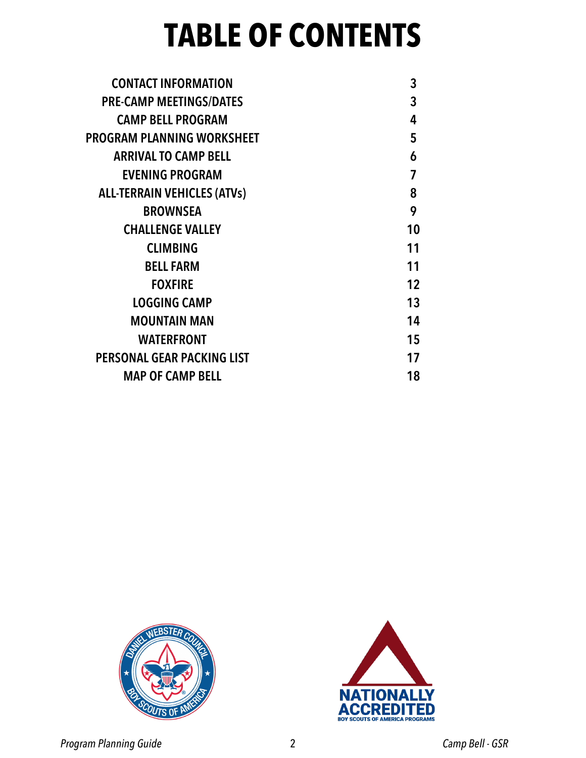# TABLE OF CONTENTS

| | |
|---|---|
| CONTACT INFORMATION | 3 |
| PRE-CAMP MEETINGS/DATES | 3 |
| CAMP BELL PROGRAM | 4 |
| PROGRAM PLANNING WORKSHEET | 5 |
| ARRIVAL TO CAMP BELL | 6 |
| EVENING PROGRAM | 7 |
| ALL-TERRAIN VEHICLES (ATVs) | 8 |
| BROWNSEA | 9 |
| CHALLENGE VALLEY | 10 |
| CLIMBING | 11 |
| BELL FARM | 11 |
| FOXFIRE | 12 |
| LOGGING CAMP | 13 |
| MOUNTAIN MAN | 14 |
| WATERFRONT | 15 |
| PERSONAL GEAR PACKING LIST | 17 |
| MAP OF CAMP BELL | 18 |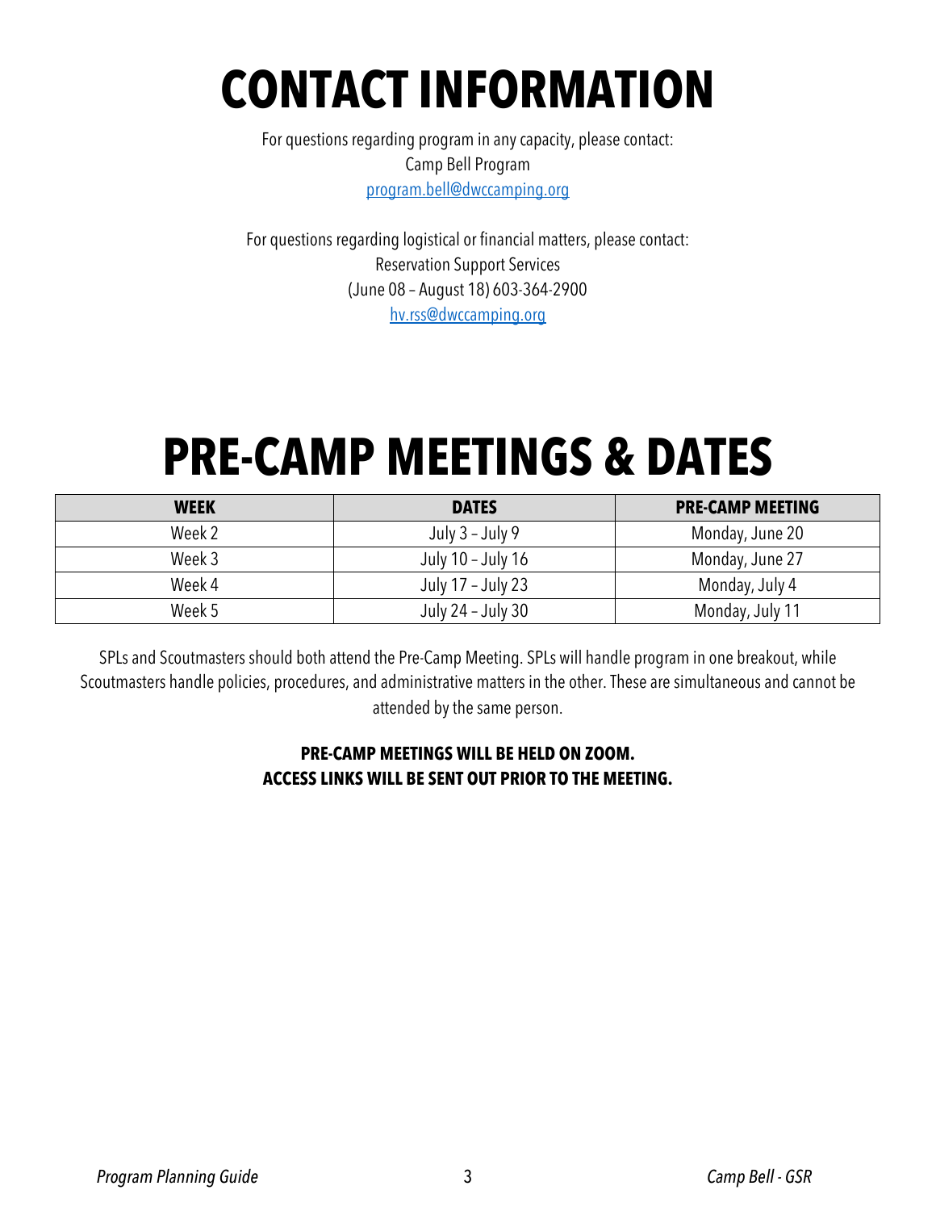# CONTACT INFORMATION

For questions regarding program in any capacity, please contact:
Camp Bell Program
program.bell@dwccamping.org

For questions regarding logistical or financial matters, please contact:
Reservation Support Services
(June 08 – August 18) 603-364-2900
hv.rss@dwccamping.org

# PRE-CAMP MEETINGS & DATES

| WEEK | DATES | PRE-CAMP MEETING |
| --- | --- | --- |
| Week 2 | July 3 – July 9 | Monday, June 20 |
| Week 3 | July 10 – July 16 | Monday, June 27 |
| Week 4 | July 17 – July 23 | Monday, July 4 |
| Week 5 | July 24 – July 30 | Monday, July 11 |

SPLs and Scoutmasters should both attend the Pre-Camp Meeting. SPLs will handle program in one breakout, while Scoutmasters handle policies, procedures, and administrative matters in the other. These are simultaneous and cannot be attended by the same person.

**PRE-CAMP MEETINGS WILL BE HELD ON ZOOM.**
**ACCESS LINKS WILL BE SENT OUT PRIOR TO THE MEETING.**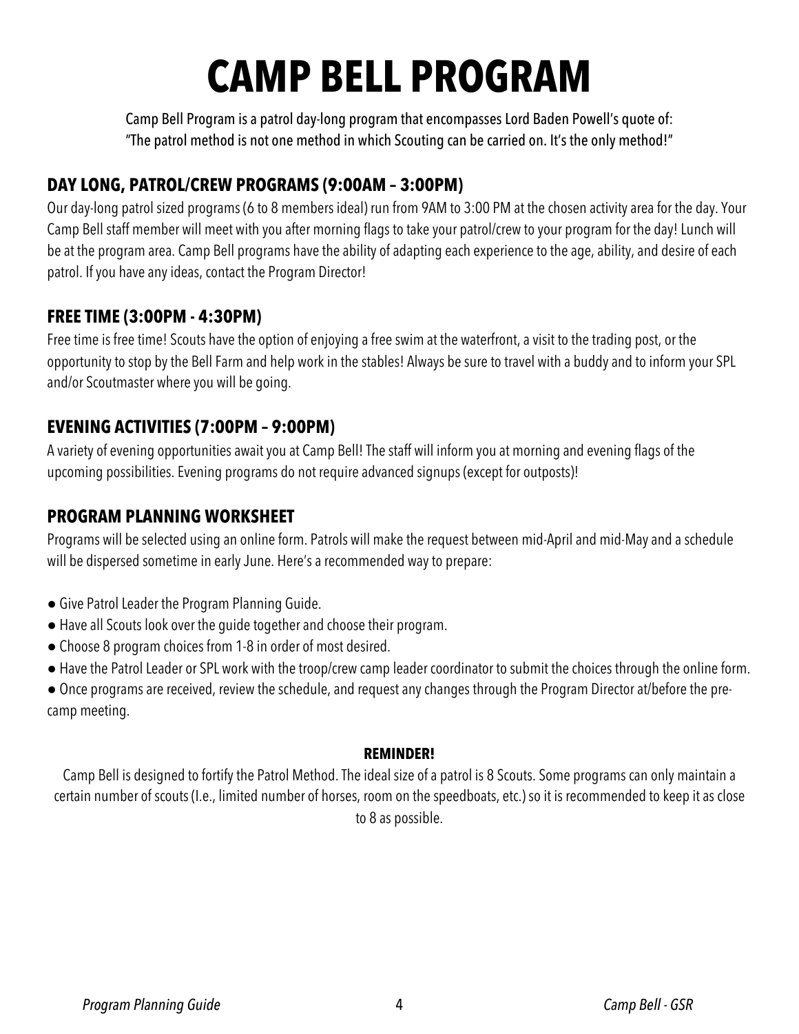# CAMP BELL PROGRAM

Camp Bell Program is a patrol day-long program that encompasses Lord Baden Powell's quote of:
"The patrol method is not one method in which Scouting can be carried on. It's the only method!"

## DAY LONG, PATROL/CREW PROGRAMS (9:00AM – 3:00PM)

Our day-long patrol sized programs (6 to 8 members ideal) run from 9AM to 3:00 PM at the chosen activity area for the day. Your Camp Bell staff member will meet with you after morning flags to take your patrol/crew to your program for the day! Lunch will be at the program area. Camp Bell programs have the ability of adapting each experience to the age, ability, and desire of each patrol. If you have any ideas, contact the Program Director!

## FREE TIME (3:00PM - 4:30PM)

Free time is free time! Scouts have the option of enjoying a free swim at the waterfront, a visit to the trading post, or the opportunity to stop by the Bell Farm and help work in the stables! Always be sure to travel with a buddy and to inform your SPL and/or Scoutmaster where you will be going.

## EVENING ACTIVITIES (7:00PM – 9:00PM)

A variety of evening opportunities await you at Camp Bell! The staff will inform you at morning and evening flags of the upcoming possibilities. Evening programs do not require advanced signups (except for outposts)!

## PROGRAM PLANNING WORKSHEET

Programs will be selected using an online form. Patrols will make the request between mid-April and mid-May and a schedule will be dispersed sometime in early June. Here's a recommended way to prepare:

- Give Patrol Leader the Program Planning Guide.
- Have all Scouts look over the guide together and choose their program.
- Choose 8 program choices from 1-8 in order of most desired.
- Have the Patrol Leader or SPL work with the troop/crew camp leader coordinator to submit the choices through the online form.
- Once programs are received, review the schedule, and request any changes through the Program Director at/before the pre-camp meeting.

**REMINDER!**

Camp Bell is designed to fortify the Patrol Method. The ideal size of a patrol is 8 Scouts. Some programs can only maintain a certain number of scouts (I.e., limited number of horses, room on the speedboats, etc.) so it is recommended to keep it as close to 8 as possible.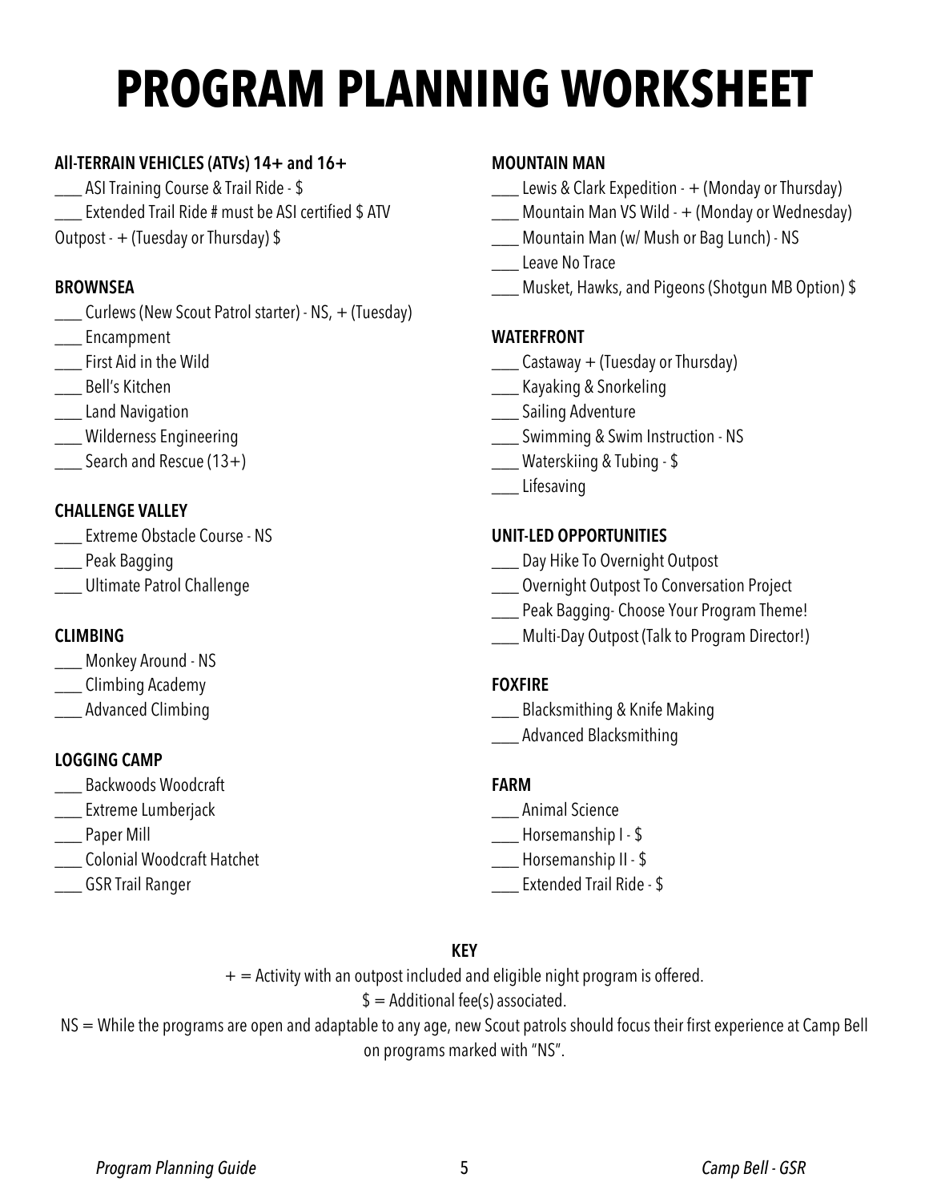# PROGRAM PLANNING WORKSHEET

**All-TERRAIN VEHICLES (ATVs) 14+ and 16+**

___ ASI Training Course & Trail Ride - $
___ Extended Trail Ride # must be ASI certified $ ATV Outpost - + (Tuesday or Thursday) $

**BROWNSEA**

___ Curlews (New Scout Patrol starter) - NS, + (Tuesday)
___ Encampment
___ First Aid in the Wild
___ Bell's Kitchen
___ Land Navigation
___ Wilderness Engineering
___ Search and Rescue (13+)

**CHALLENGE VALLEY**

___ Extreme Obstacle Course - NS
___ Peak Bagging
___ Ultimate Patrol Challenge

**CLIMBING**

___ Monkey Around - NS
___ Climbing Academy
___ Advanced Climbing

**LOGGING CAMP**

___ Backwoods Woodcraft
___ Extreme Lumberjack
___ Paper Mill
___ Colonial Woodcraft Hatchet
___ GSR Trail Ranger

**MOUNTAIN MAN**

___ Lewis & Clark Expedition - + (Monday or Thursday)
___ Mountain Man VS Wild - + (Monday or Wednesday)
___ Mountain Man (w/ Mush or Bag Lunch) - NS
___ Leave No Trace
___ Musket, Hawks, and Pigeons (Shotgun MB Option) $

**WATERFRONT**

___ Castaway + (Tuesday or Thursday)
___ Kayaking & Snorkeling
___ Sailing Adventure
___ Swimming & Swim Instruction - NS
___ Waterskiing & Tubing - $
___ Lifesaving

**UNIT-LED OPPORTUNITIES**

___ Day Hike To Overnight Outpost
___ Overnight Outpost To Conversation Project
___ Peak Bagging- Choose Your Program Theme!
___ Multi-Day Outpost (Talk to Program Director!)

**FOXFIRE**

___ Blacksmithing & Knife Making
___ Advanced Blacksmithing

**FARM**

___ Animal Science
___ Horsemanship I - $
___ Horsemanship II - $
___ Extended Trail Ride - $

**KEY**

+ = Activity with an outpost included and eligible night program is offered.

$ = Additional fee(s) associated.

NS = While the programs are open and adaptable to any age, new Scout patrols should focus their first experience at Camp Bell on programs marked with "NS".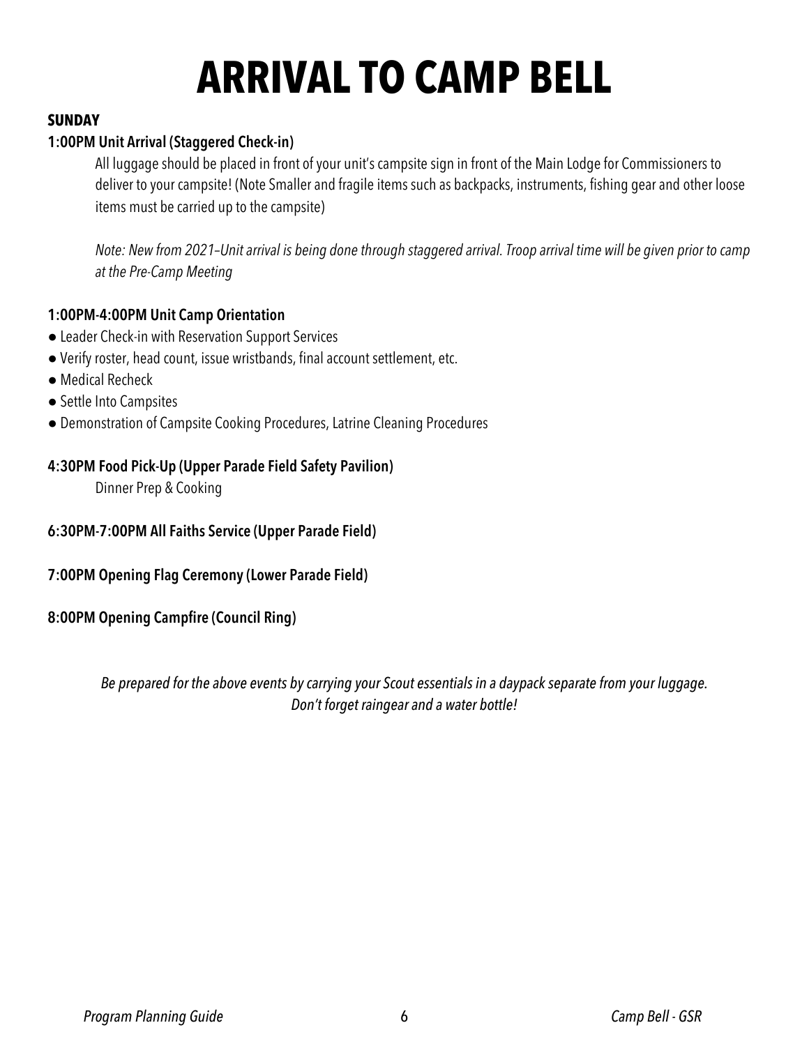# ARRIVAL TO CAMP BELL

**SUNDAY**

**1:00PM Unit Arrival (Staggered Check-in)**

All luggage should be placed in front of your unit's campsite sign in front of the Main Lodge for Commissioners to deliver to your campsite! (Note Smaller and fragile items such as backpacks, instruments, fishing gear and other loose items must be carried up to the campsite)

*Note: New from 2021–Unit arrival is being done through staggered arrival. Troop arrival time will be given prior to camp at the Pre-Camp Meeting*

**1:00PM-4:00PM Unit Camp Orientation**

- Leader Check-in with Reservation Support Services
- Verify roster, head count, issue wristbands, final account settlement, etc.
- Medical Recheck
- Settle Into Campsites
- Demonstration of Campsite Cooking Procedures, Latrine Cleaning Procedures

**4:30PM Food Pick-Up (Upper Parade Field Safety Pavilion)**

Dinner Prep & Cooking

**6:30PM-7:00PM All Faiths Service (Upper Parade Field)**

**7:00PM Opening Flag Ceremony (Lower Parade Field)**

**8:00PM Opening Campfire (Council Ring)**

*Be prepared for the above events by carrying your Scout essentials in a daypack separate from your luggage. Don't forget raingear and a water bottle!*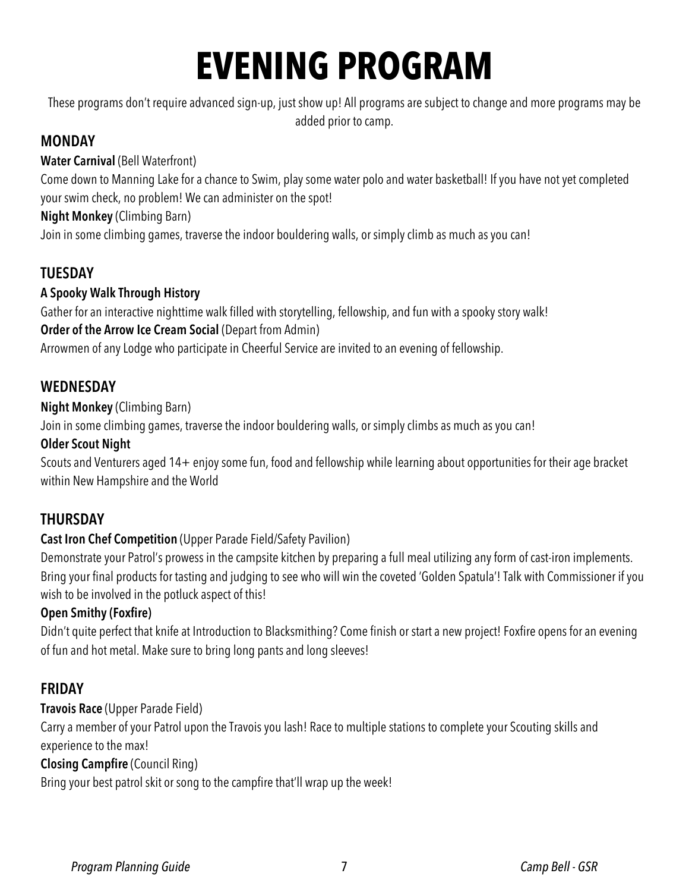# EVENING PROGRAM

These programs don't require advanced sign-up, just show up! All programs are subject to change and more programs may be added prior to camp.

## MONDAY

**Water Carnival** (Bell Waterfront)

Come down to Manning Lake for a chance to Swim, play some water polo and water basketball! If you have not yet completed your swim check, no problem! We can administer on the spot!

**Night Monkey** (Climbing Barn)

Join in some climbing games, traverse the indoor bouldering walls, or simply climb as much as you can!

## TUESDAY

**A Spooky Walk Through History**

Gather for an interactive nighttime walk filled with storytelling, fellowship, and fun with a spooky story walk!

**Order of the Arrow Ice Cream Social** (Depart from Admin)

Arrowmen of any Lodge who participate in Cheerful Service are invited to an evening of fellowship.

## WEDNESDAY

**Night Monkey** (Climbing Barn)

Join in some climbing games, traverse the indoor bouldering walls, or simply climbs as much as you can!

**Older Scout Night**

Scouts and Venturers aged 14+ enjoy some fun, food and fellowship while learning about opportunities for their age bracket within New Hampshire and the World

## THURSDAY

**Cast Iron Chef Competition** (Upper Parade Field/Safety Pavilion)

Demonstrate your Patrol's prowess in the campsite kitchen by preparing a full meal utilizing any form of cast-iron implements. Bring your final products for tasting and judging to see who will win the coveted 'Golden Spatula'! Talk with Commissioner if you wish to be involved in the potluck aspect of this!

**Open Smithy (Foxfire)**

Didn't quite perfect that knife at Introduction to Blacksmithing? Come finish or start a new project! Foxfire opens for an evening of fun and hot metal. Make sure to bring long pants and long sleeves!

## FRIDAY

**Travois Race** (Upper Parade Field)

Carry a member of your Patrol upon the Travois you lash! Race to multiple stations to complete your Scouting skills and experience to the max!

**Closing Campfire** (Council Ring)

Bring your best patrol skit or song to the campfire that'll wrap up the week!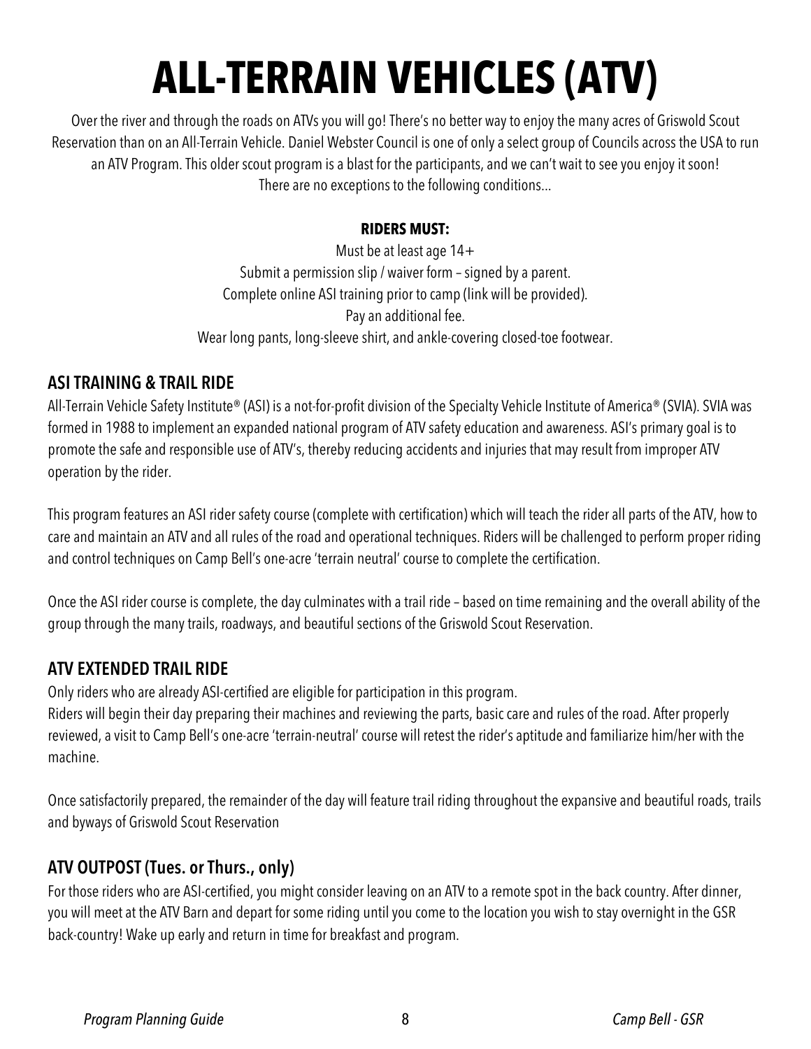# ALL-TERRAIN VEHICLES (ATV)

Over the river and through the roads on ATVs you will go! There's no better way to enjoy the many acres of Griswold Scout Reservation than on an All-Terrain Vehicle. Daniel Webster Council is one of only a select group of Councils across the USA to run an ATV Program. This older scout program is a blast for the participants, and we can't wait to see you enjoy it soon! There are no exceptions to the following conditions…

**RIDERS MUST:**

Must be at least age 14+
Submit a permission slip / waiver form – signed by a parent.
Complete online ASI training prior to camp (link will be provided).
Pay an additional fee.
Wear long pants, long-sleeve shirt, and ankle-covering closed-toe footwear.

## ASI TRAINING & TRAIL RIDE

All-Terrain Vehicle Safety Institute® (ASI) is a not-for-profit division of the Specialty Vehicle Institute of America® (SVIA). SVIA was formed in 1988 to implement an expanded national program of ATV safety education and awareness. ASI's primary goal is to promote the safe and responsible use of ATV's, thereby reducing accidents and injuries that may result from improper ATV operation by the rider.

This program features an ASI rider safety course (complete with certification) which will teach the rider all parts of the ATV, how to care and maintain an ATV and all rules of the road and operational techniques. Riders will be challenged to perform proper riding and control techniques on Camp Bell's one-acre 'terrain neutral' course to complete the certification.

Once the ASI rider course is complete, the day culminates with a trail ride – based on time remaining and the overall ability of the group through the many trails, roadways, and beautiful sections of the Griswold Scout Reservation.

## ATV EXTENDED TRAIL RIDE

Only riders who are already ASI-certified are eligible for participation in this program.
Riders will begin their day preparing their machines and reviewing the parts, basic care and rules of the road. After properly reviewed, a visit to Camp Bell's one-acre 'terrain-neutral' course will retest the rider's aptitude and familiarize him/her with the machine.

Once satisfactorily prepared, the remainder of the day will feature trail riding throughout the expansive and beautiful roads, trails and byways of Griswold Scout Reservation

## ATV OUTPOST (Tues. or Thurs., only)

For those riders who are ASI-certified, you might consider leaving on an ATV to a remote spot in the back country. After dinner, you will meet at the ATV Barn and depart for some riding until you come to the location you wish to stay overnight in the GSR back-country! Wake up early and return in time for breakfast and program.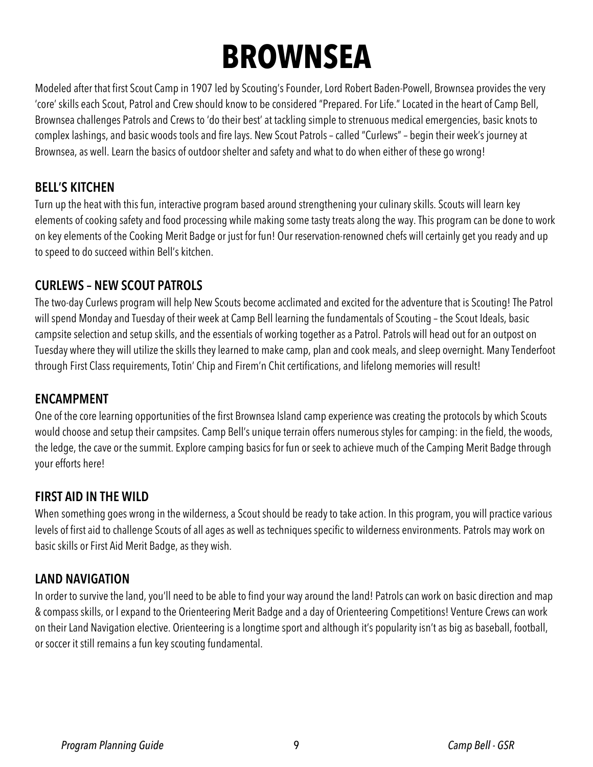# BROWNSEA

Modeled after that first Scout Camp in 1907 led by Scouting's Founder, Lord Robert Baden-Powell, Brownsea provides the very 'core' skills each Scout, Patrol and Crew should know to be considered "Prepared. For Life." Located in the heart of Camp Bell, Brownsea challenges Patrols and Crews to 'do their best' at tackling simple to strenuous medical emergencies, basic knots to complex lashings, and basic woods tools and fire lays. New Scout Patrols – called "Curlews" – begin their week's journey at Brownsea, as well. Learn the basics of outdoor shelter and safety and what to do when either of these go wrong!

## BELL'S KITCHEN

Turn up the heat with this fun, interactive program based around strengthening your culinary skills. Scouts will learn key elements of cooking safety and food processing while making some tasty treats along the way. This program can be done to work on key elements of the Cooking Merit Badge or just for fun! Our reservation-renowned chefs will certainly get you ready and up to speed to do succeed within Bell's kitchen.

## CURLEWS – NEW SCOUT PATROLS

The two-day Curlews program will help New Scouts become acclimated and excited for the adventure that is Scouting! The Patrol will spend Monday and Tuesday of their week at Camp Bell learning the fundamentals of Scouting – the Scout Ideals, basic campsite selection and setup skills, and the essentials of working together as a Patrol. Patrols will head out for an outpost on Tuesday where they will utilize the skills they learned to make camp, plan and cook meals, and sleep overnight. Many Tenderfoot through First Class requirements, Totin' Chip and Firem'n Chit certifications, and lifelong memories will result!

## ENCAMPMENT

One of the core learning opportunities of the first Brownsea Island camp experience was creating the protocols by which Scouts would choose and setup their campsites. Camp Bell's unique terrain offers numerous styles for camping: in the field, the woods, the ledge, the cave or the summit. Explore camping basics for fun or seek to achieve much of the Camping Merit Badge through your efforts here!

## FIRST AID IN THE WILD

When something goes wrong in the wilderness, a Scout should be ready to take action. In this program, you will practice various levels of first aid to challenge Scouts of all ages as well as techniques specific to wilderness environments. Patrols may work on basic skills or First Aid Merit Badge, as they wish.

## LAND NAVIGATION

In order to survive the land, you'll need to be able to find your way around the land! Patrols can work on basic direction and map & compass skills, or l expand to the Orienteering Merit Badge and a day of Orienteering Competitions! Venture Crews can work on their Land Navigation elective. Orienteering is a longtime sport and although it's popularity isn't as big as baseball, football, or soccer it still remains a fun key scouting fundamental.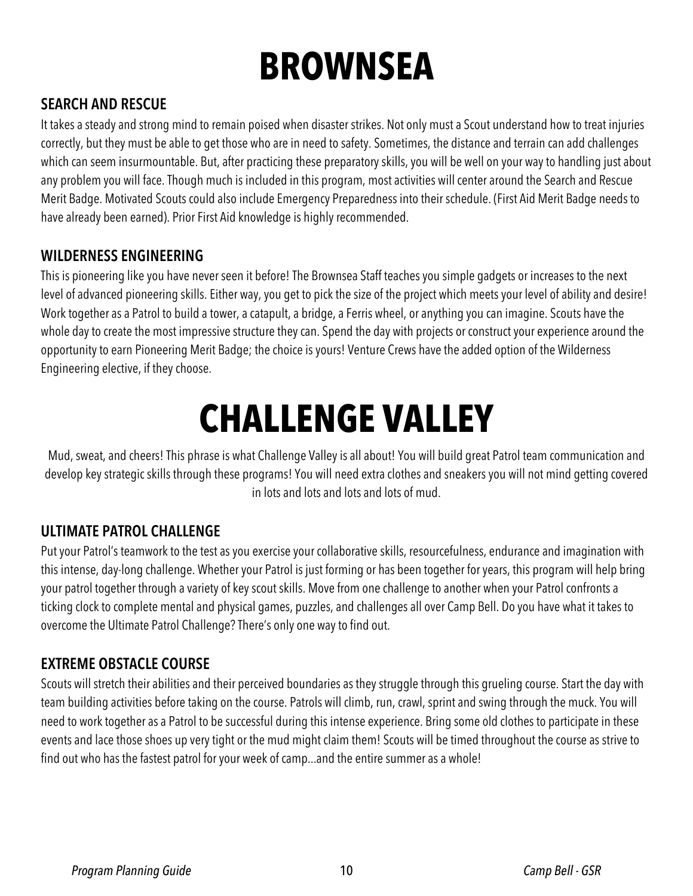# BROWNSEA

## SEARCH AND RESCUE

It takes a steady and strong mind to remain poised when disaster strikes. Not only must a Scout understand how to treat injuries correctly, but they must be able to get those who are in need to safety. Sometimes, the distance and terrain can add challenges which can seem insurmountable. But, after practicing these preparatory skills, you will be well on your way to handling just about any problem you will face. Though much is included in this program, most activities will center around the Search and Rescue Merit Badge. Motivated Scouts could also include Emergency Preparedness into their schedule. (First Aid Merit Badge needs to have already been earned). Prior First Aid knowledge is highly recommended.

## WILDERNESS ENGINEERING

This is pioneering like you have never seen it before! The Brownsea Staff teaches you simple gadgets or increases to the next level of advanced pioneering skills. Either way, you get to pick the size of the project which meets your level of ability and desire! Work together as a Patrol to build a tower, a catapult, a bridge, a Ferris wheel, or anything you can imagine. Scouts have the whole day to create the most impressive structure they can. Spend the day with projects or construct your experience around the opportunity to earn Pioneering Merit Badge; the choice is yours! Venture Crews have the added option of the Wilderness Engineering elective, if they choose.

# CHALLENGE VALLEY

Mud, sweat, and cheers! This phrase is what Challenge Valley is all about! You will build great Patrol team communication and develop key strategic skills through these programs! You will need extra clothes and sneakers you will not mind getting covered in lots and lots and lots and lots of mud.

## ULTIMATE PATROL CHALLENGE

Put your Patrol's teamwork to the test as you exercise your collaborative skills, resourcefulness, endurance and imagination with this intense, day-long challenge. Whether your Patrol is just forming or has been together for years, this program will help bring your patrol together through a variety of key scout skills. Move from one challenge to another when your Patrol confronts a ticking clock to complete mental and physical games, puzzles, and challenges all over Camp Bell. Do you have what it takes to overcome the Ultimate Patrol Challenge? There's only one way to find out.

## EXTREME OBSTACLE COURSE

Scouts will stretch their abilities and their perceived boundaries as they struggle through this grueling course. Start the day with team building activities before taking on the course. Patrols will climb, run, crawl, sprint and swing through the muck. You will need to work together as a Patrol to be successful during this intense experience. Bring some old clothes to participate in these events and lace those shoes up very tight or the mud might claim them! Scouts will be timed throughout the course as strive to find out who has the fastest patrol for your week of camp...and the entire summer as a whole!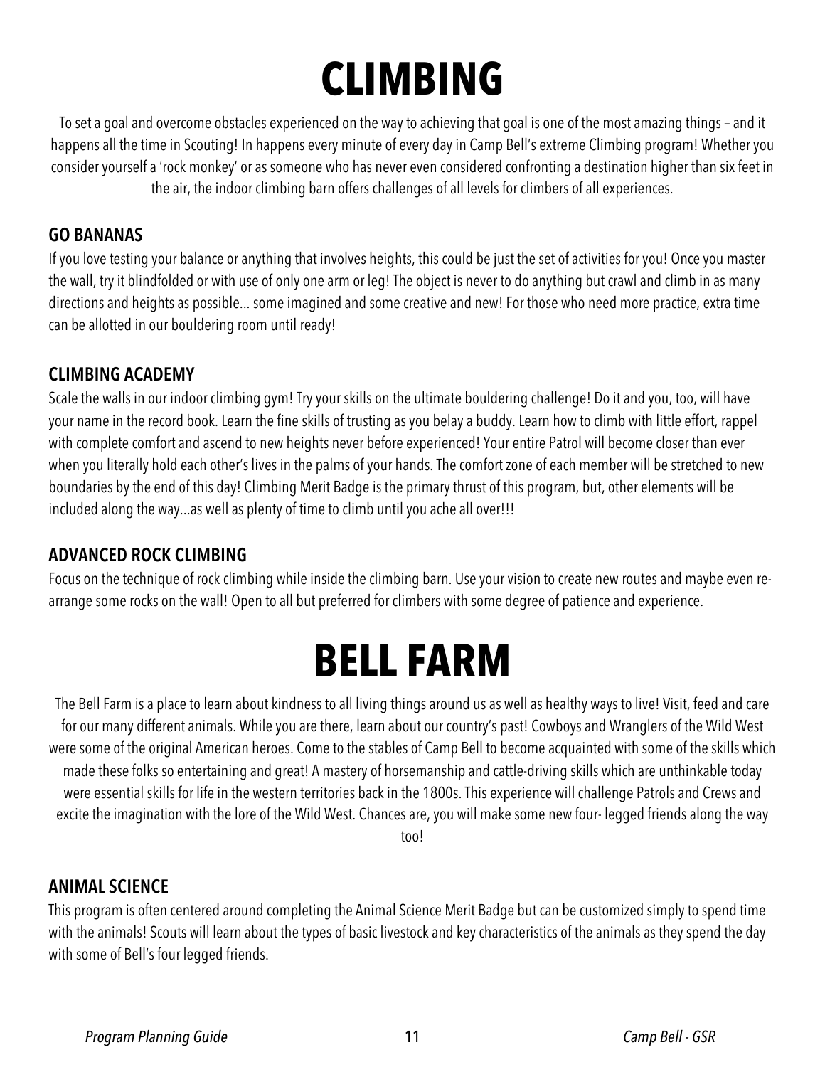# CLIMBING

To set a goal and overcome obstacles experienced on the way to achieving that goal is one of the most amazing things – and it happens all the time in Scouting! In happens every minute of every day in Camp Bell's extreme Climbing program! Whether you consider yourself a 'rock monkey' or as someone who has never even considered confronting a destination higher than six feet in the air, the indoor climbing barn offers challenges of all levels for climbers of all experiences.

### GO BANANAS

If you love testing your balance or anything that involves heights, this could be just the set of activities for you! Once you master the wall, try it blindfolded or with use of only one arm or leg! The object is never to do anything but crawl and climb in as many directions and heights as possible… some imagined and some creative and new! For those who need more practice, extra time can be allotted in our bouldering room until ready!

### CLIMBING ACADEMY

Scale the walls in our indoor climbing gym! Try your skills on the ultimate bouldering challenge! Do it and you, too, will have your name in the record book. Learn the fine skills of trusting as you belay a buddy. Learn how to climb with little effort, rappel with complete comfort and ascend to new heights never before experienced! Your entire Patrol will become closer than ever when you literally hold each other's lives in the palms of your hands. The comfort zone of each member will be stretched to new boundaries by the end of this day! Climbing Merit Badge is the primary thrust of this program, but, other elements will be included along the way…as well as plenty of time to climb until you ache all over!!!

### ADVANCED ROCK CLIMBING

Focus on the technique of rock climbing while inside the climbing barn. Use your vision to create new routes and maybe even re-arrange some rocks on the wall! Open to all but preferred for climbers with some degree of patience and experience.

# BELL FARM

The Bell Farm is a place to learn about kindness to all living things around us as well as healthy ways to live! Visit, feed and care for our many different animals. While you are there, learn about our country's past! Cowboys and Wranglers of the Wild West were some of the original American heroes. Come to the stables of Camp Bell to become acquainted with some of the skills which made these folks so entertaining and great! A mastery of horsemanship and cattle-driving skills which are unthinkable today were essential skills for life in the western territories back in the 1800s. This experience will challenge Patrols and Crews and excite the imagination with the lore of the Wild West. Chances are, you will make some new four- legged friends along the way too!

### ANIMAL SCIENCE

This program is often centered around completing the Animal Science Merit Badge but can be customized simply to spend time with the animals! Scouts will learn about the types of basic livestock and key characteristics of the animals as they spend the day with some of Bell's four legged friends.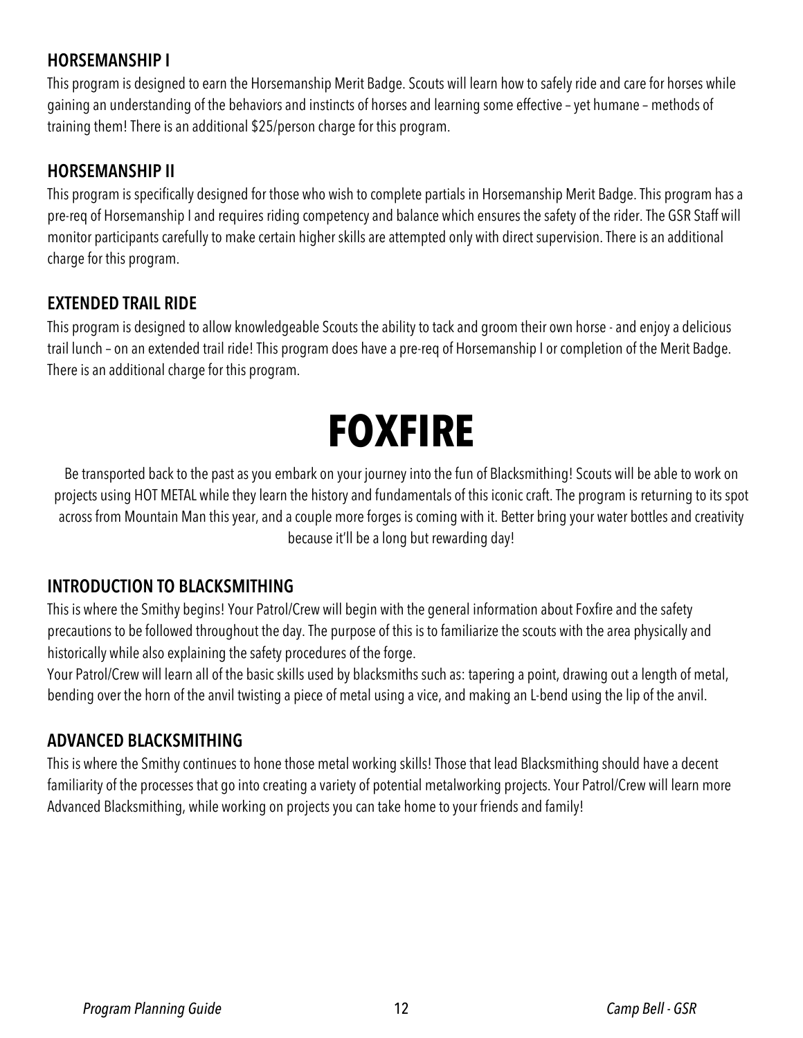### HORSEMANSHIP I

This program is designed to earn the Horsemanship Merit Badge. Scouts will learn how to safely ride and care for horses while gaining an understanding of the behaviors and instincts of horses and learning some effective – yet humane – methods of training them! There is an additional $25/person charge for this program.

### HORSEMANSHIP II

This program is specifically designed for those who wish to complete partials in Horsemanship Merit Badge. This program has a pre-req of Horsemanship I and requires riding competency and balance which ensures the safety of the rider. The GSR Staff will monitor participants carefully to make certain higher skills are attempted only with direct supervision. There is an additional charge for this program.

### EXTENDED TRAIL RIDE

This program is designed to allow knowledgeable Scouts the ability to tack and groom their own horse - and enjoy a delicious trail lunch – on an extended trail ride! This program does have a pre-req of Horsemanship I or completion of the Merit Badge. There is an additional charge for this program.

# FOXFIRE

Be transported back to the past as you embark on your journey into the fun of Blacksmithing! Scouts will be able to work on projects using HOT METAL while they learn the history and fundamentals of this iconic craft. The program is returning to its spot across from Mountain Man this year, and a couple more forges is coming with it. Better bring your water bottles and creativity because it'll be a long but rewarding day!

### INTRODUCTION TO BLACKSMITHING

This is where the Smithy begins! Your Patrol/Crew will begin with the general information about Foxfire and the safety precautions to be followed throughout the day. The purpose of this is to familiarize the scouts with the area physically and historically while also explaining the safety procedures of the forge.

Your Patrol/Crew will learn all of the basic skills used by blacksmiths such as: tapering a point, drawing out a length of metal, bending over the horn of the anvil twisting a piece of metal using a vice, and making an L-bend using the lip of the anvil.

### ADVANCED BLACKSMITHING

This is where the Smithy continues to hone those metal working skills! Those that lead Blacksmithing should have a decent familiarity of the processes that go into creating a variety of potential metalworking projects. Your Patrol/Crew will learn more Advanced Blacksmithing, while working on projects you can take home to your friends and family!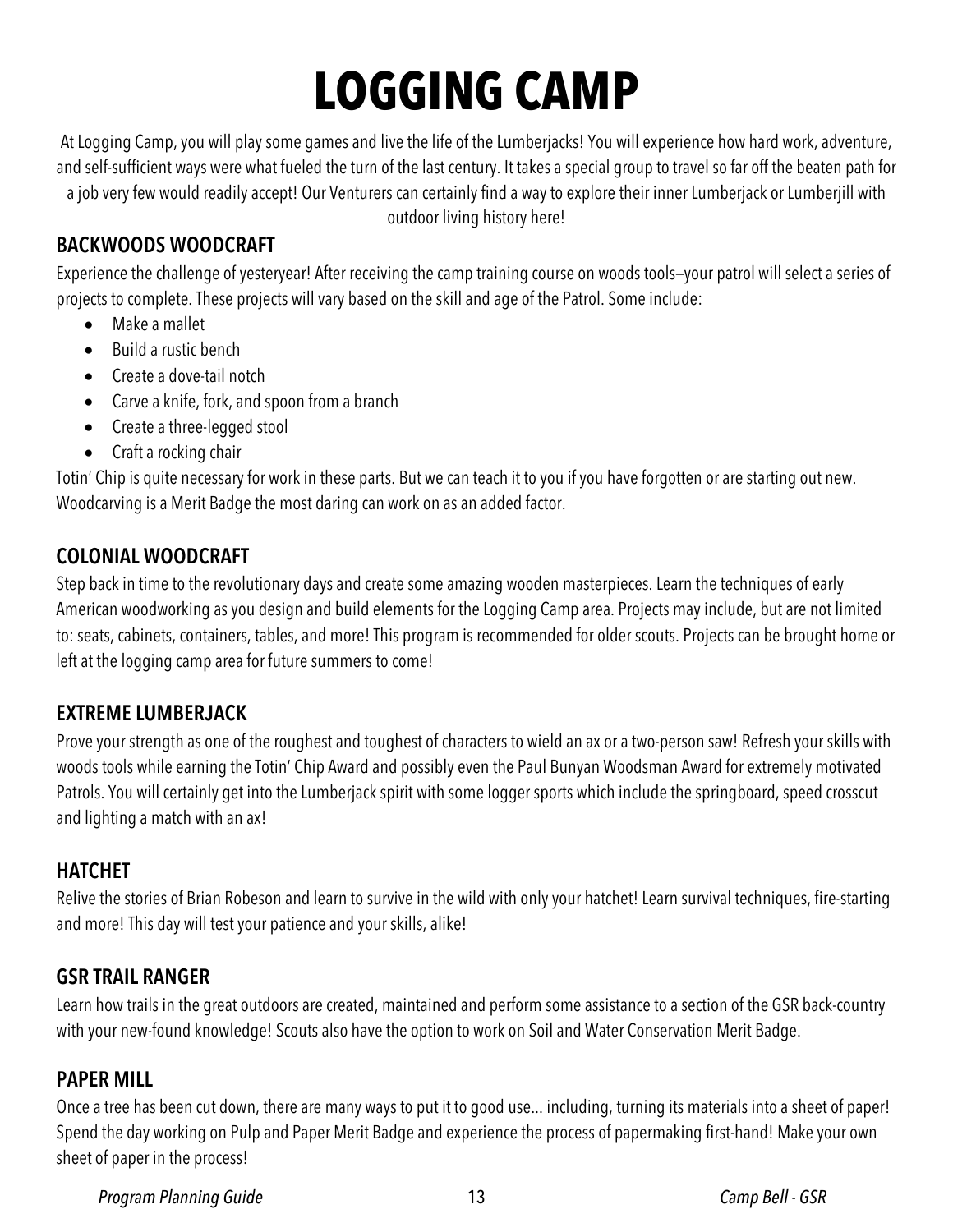# LOGGING CAMP

At Logging Camp, you will play some games and live the life of the Lumberjacks! You will experience how hard work, adventure, and self-sufficient ways were what fueled the turn of the last century. It takes a special group to travel so far off the beaten path for a job very few would readily accept! Our Venturers can certainly find a way to explore their inner Lumberjack or Lumberjill with outdoor living history here!

## BACKWOODS WOODCRAFT

Experience the challenge of yesteryear! After receiving the camp training course on woods tools—your patrol will select a series of projects to complete. These projects will vary based on the skill and age of the Patrol. Some include:

- Make a mallet
- Build a rustic bench
- Create a dove-tail notch
- Carve a knife, fork, and spoon from a branch
- Create a three-legged stool
- Craft a rocking chair

Totin' Chip is quite necessary for work in these parts. But we can teach it to you if you have forgotten or are starting out new. Woodcarving is a Merit Badge the most daring can work on as an added factor.

## COLONIAL WOODCRAFT

Step back in time to the revolutionary days and create some amazing wooden masterpieces. Learn the techniques of early American woodworking as you design and build elements for the Logging Camp area. Projects may include, but are not limited to: seats, cabinets, containers, tables, and more! This program is recommended for older scouts. Projects can be brought home or left at the logging camp area for future summers to come!

## EXTREME LUMBERJACK

Prove your strength as one of the roughest and toughest of characters to wield an ax or a two-person saw! Refresh your skills with woods tools while earning the Totin' Chip Award and possibly even the Paul Bunyan Woodsman Award for extremely motivated Patrols. You will certainly get into the Lumberjack spirit with some logger sports which include the springboard, speed crosscut and lighting a match with an ax!

## HATCHET

Relive the stories of Brian Robeson and learn to survive in the wild with only your hatchet! Learn survival techniques, fire-starting and more! This day will test your patience and your skills, alike!

## GSR TRAIL RANGER

Learn how trails in the great outdoors are created, maintained and perform some assistance to a section of the GSR back-country with your new-found knowledge! Scouts also have the option to work on Soil and Water Conservation Merit Badge.

## PAPER MILL

Once a tree has been cut down, there are many ways to put it to good use… including, turning its materials into a sheet of paper! Spend the day working on Pulp and Paper Merit Badge and experience the process of papermaking first-hand! Make your own sheet of paper in the process!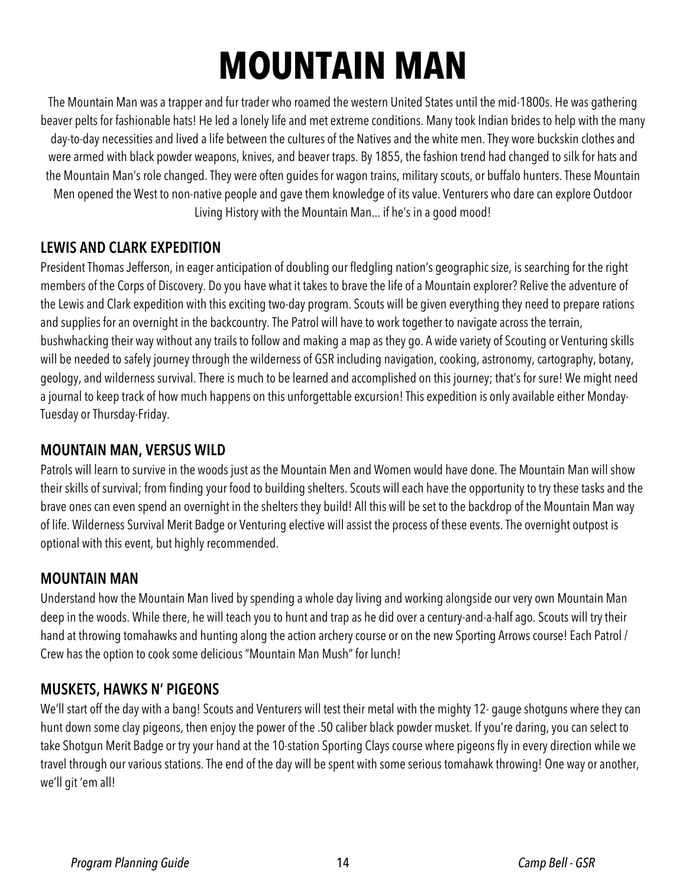# MOUNTAIN MAN

The Mountain Man was a trapper and fur trader who roamed the western United States until the mid-1800s. He was gathering beaver pelts for fashionable hats! He led a lonely life and met extreme conditions. Many took Indian brides to help with the many day-to-day necessities and lived a life between the cultures of the Natives and the white men. They wore buckskin clothes and were armed with black powder weapons, knives, and beaver traps. By 1855, the fashion trend had changed to silk for hats and the Mountain Man's role changed. They were often guides for wagon trains, military scouts, or buffalo hunters. These Mountain Men opened the West to non-native people and gave them knowledge of its value. Venturers who dare can explore Outdoor Living History with the Mountain Man… if he's in a good mood!

## LEWIS AND CLARK EXPEDITION

President Thomas Jefferson, in eager anticipation of doubling our fledgling nation's geographic size, is searching for the right members of the Corps of Discovery. Do you have what it takes to brave the life of a Mountain explorer? Relive the adventure of the Lewis and Clark expedition with this exciting two-day program. Scouts will be given everything they need to prepare rations and supplies for an overnight in the backcountry. The Patrol will have to work together to navigate across the terrain, bushwhacking their way without any trails to follow and making a map as they go. A wide variety of Scouting or Venturing skills will be needed to safely journey through the wilderness of GSR including navigation, cooking, astronomy, cartography, botany, geology, and wilderness survival. There is much to be learned and accomplished on this journey; that's for sure! We might need a journal to keep track of how much happens on this unforgettable excursion! This expedition is only available either Monday-Tuesday or Thursday-Friday.

## MOUNTAIN MAN, VERSUS WILD

Patrols will learn to survive in the woods just as the Mountain Men and Women would have done. The Mountain Man will show their skills of survival; from finding your food to building shelters. Scouts will each have the opportunity to try these tasks and the brave ones can even spend an overnight in the shelters they build! All this will be set to the backdrop of the Mountain Man way of life. Wilderness Survival Merit Badge or Venturing elective will assist the process of these events. The overnight outpost is optional with this event, but highly recommended.

## MOUNTAIN MAN

Understand how the Mountain Man lived by spending a whole day living and working alongside our very own Mountain Man deep in the woods. While there, he will teach you to hunt and trap as he did over a century-and-a-half ago. Scouts will try their hand at throwing tomahawks and hunting along the action archery course or on the new Sporting Arrows course! Each Patrol / Crew has the option to cook some delicious "Mountain Man Mush" for lunch!

## MUSKETS, HAWKS N' PIGEONS

We'll start off the day with a bang! Scouts and Venturers will test their metal with the mighty 12- gauge shotguns where they can hunt down some clay pigeons, then enjoy the power of the .50 caliber black powder musket. If you're daring, you can select to take Shotgun Merit Badge or try your hand at the 10-station Sporting Clays course where pigeons fly in every direction while we travel through our various stations. The end of the day will be spent with some serious tomahawk throwing! One way or another, we'll git 'em all!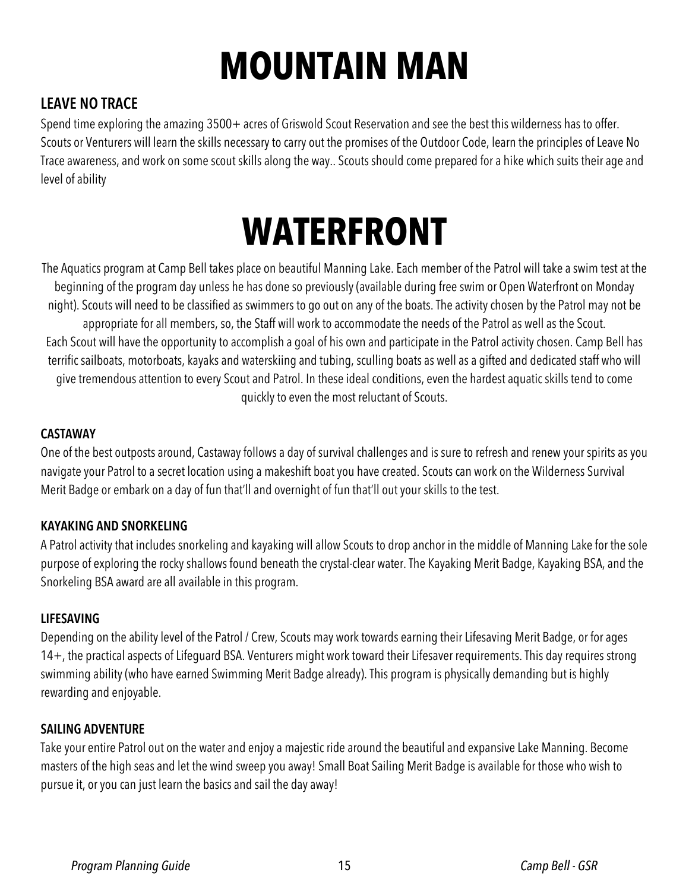# MOUNTAIN MAN

### LEAVE NO TRACE

Spend time exploring the amazing 3500+ acres of Griswold Scout Reservation and see the best this wilderness has to offer. Scouts or Venturers will learn the skills necessary to carry out the promises of the Outdoor Code, learn the principles of Leave No Trace awareness, and work on some scout skills along the way.. Scouts should come prepared for a hike which suits their age and level of ability

# WATERFRONT

The Aquatics program at Camp Bell takes place on beautiful Manning Lake. Each member of the Patrol will take a swim test at the beginning of the program day unless he has done so previously (available during free swim or Open Waterfront on Monday night). Scouts will need to be classified as swimmers to go out on any of the boats. The activity chosen by the Patrol may not be appropriate for all members, so, the Staff will work to accommodate the needs of the Patrol as well as the Scout. Each Scout will have the opportunity to accomplish a goal of his own and participate in the Patrol activity chosen. Camp Bell has terrific sailboats, motorboats, kayaks and waterskiing and tubing, sculling boats as well as a gifted and dedicated staff who will give tremendous attention to every Scout and Patrol. In these ideal conditions, even the hardest aquatic skills tend to come quickly to even the most reluctant of Scouts.

### CASTAWAY

One of the best outposts around, Castaway follows a day of survival challenges and is sure to refresh and renew your spirits as you navigate your Patrol to a secret location using a makeshift boat you have created. Scouts can work on the Wilderness Survival Merit Badge or embark on a day of fun that'll and overnight of fun that'll out your skills to the test.

### KAYAKING AND SNORKELING

A Patrol activity that includes snorkeling and kayaking will allow Scouts to drop anchor in the middle of Manning Lake for the sole purpose of exploring the rocky shallows found beneath the crystal-clear water. The Kayaking Merit Badge, Kayaking BSA, and the Snorkeling BSA award are all available in this program.

### LIFESAVING

Depending on the ability level of the Patrol / Crew, Scouts may work towards earning their Lifesaving Merit Badge, or for ages 14+, the practical aspects of Lifeguard BSA. Venturers might work toward their Lifesaver requirements. This day requires strong swimming ability (who have earned Swimming Merit Badge already). This program is physically demanding but is highly rewarding and enjoyable.

### SAILING ADVENTURE

Take your entire Patrol out on the water and enjoy a majestic ride around the beautiful and expansive Lake Manning. Become masters of the high seas and let the wind sweep you away! Small Boat Sailing Merit Badge is available for those who wish to pursue it, or you can just learn the basics and sail the day away!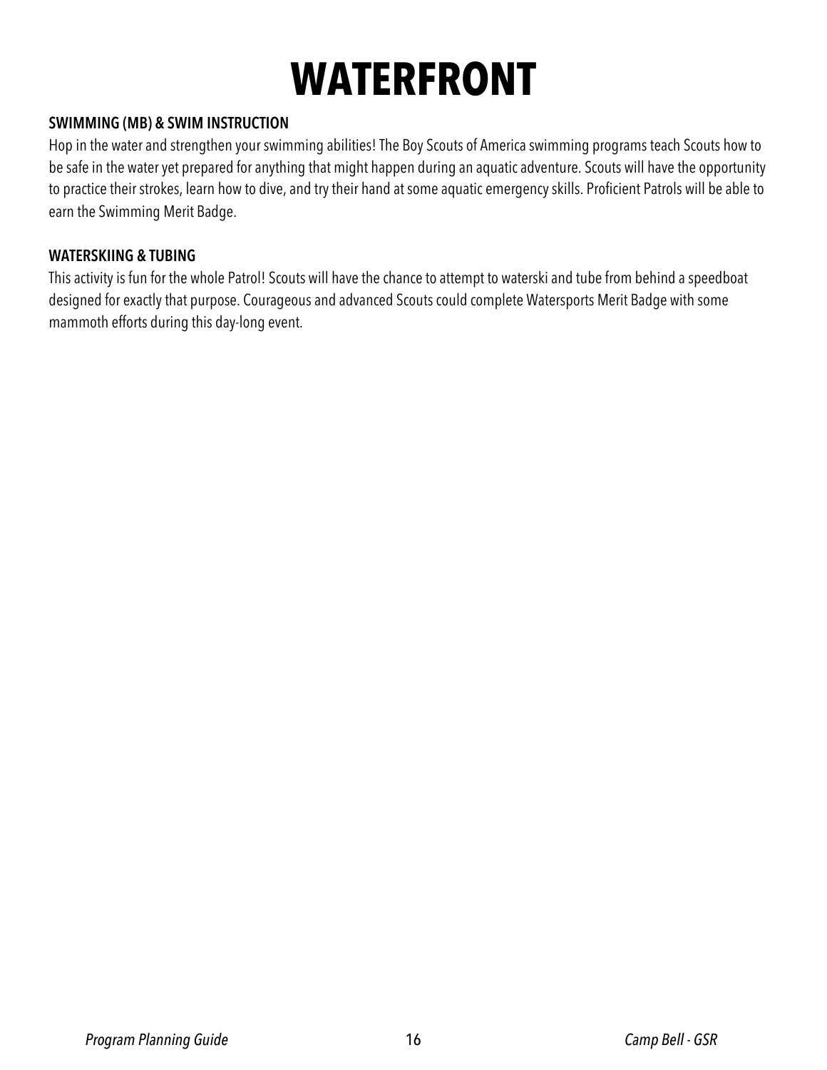# WATERFRONT

**SWIMMING (MB) & SWIM INSTRUCTION**

Hop in the water and strengthen your swimming abilities! The Boy Scouts of America swimming programs teach Scouts how to be safe in the water yet prepared for anything that might happen during an aquatic adventure. Scouts will have the opportunity to practice their strokes, learn how to dive, and try their hand at some aquatic emergency skills. Proficient Patrols will be able to earn the Swimming Merit Badge.

**WATERSKIING & TUBING**

This activity is fun for the whole Patrol! Scouts will have the chance to attempt to waterski and tube from behind a speedboat designed for exactly that purpose. Courageous and advanced Scouts could complete Watersports Merit Badge with some mammoth efforts during this day-long event.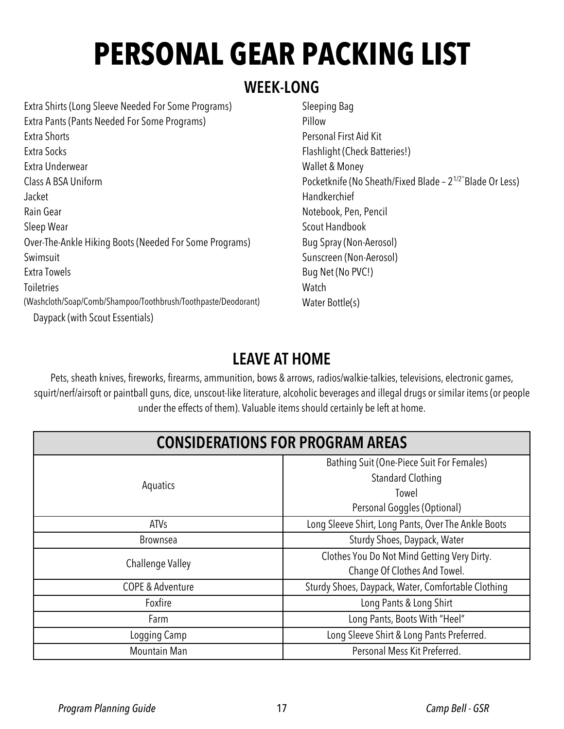# PERSONAL GEAR PACKING LIST

## WEEK-LONG

Extra Shirts (Long Sleeve Needed For Some Programs)
Extra Pants (Pants Needed For Some Programs)
Extra Shorts
Extra Socks
Extra Underwear
Class A BSA Uniform
Jacket
Rain Gear
Sleep Wear
Over-The-Ankle Hiking Boots (Needed For Some Programs)
Swimsuit
Extra Towels
Toiletries
(Washcloth/Soap/Comb/Shampoo/Toothbrush/Toothpaste/Deodorant)
Daypack (with Scout Essentials)

Sleeping Bag
Pillow
Personal First Aid Kit
Flashlight (Check Batteries!)
Wallet & Money
Pocketknife (No Sheath/Fixed Blade – 2 1/2" Blade Or Less)
Handkerchief
Notebook, Pen, Pencil
Scout Handbook
Bug Spray (Non-Aerosol)
Sunscreen (Non-Aerosol)
Bug Net (No PVC!)
Watch
Water Bottle(s)

## LEAVE AT HOME

Pets, sheath knives, fireworks, firearms, ammunition, bows & arrows, radios/walkie-talkies, televisions, electronic games, squirt/nerf/airsoft or paintball guns, dice, unscout-like literature, alcoholic beverages and illegal drugs or similar items (or people under the effects of them). Valuable items should certainly be left at home.

| CONSIDERATIONS FOR PROGRAM AREAS | |
|---|---|
| Aquatics | Bathing Suit (One-Piece Suit For Females)<br>Standard Clothing<br>Towel<br>Personal Goggles (Optional) |
| ATVs | Long Sleeve Shirt, Long Pants, Over The Ankle Boots |
| Brownsea | Sturdy Shoes, Daypack, Water |
| Challenge Valley | Clothes You Do Not Mind Getting Very Dirty.<br>Change Of Clothes And Towel. |
| COPE & Adventure | Sturdy Shoes, Daypack, Water, Comfortable Clothing |
| Foxfire | Long Pants & Long Shirt |
| Farm | Long Pants, Boots With "Heel" |
| Logging Camp | Long Sleeve Shirt & Long Pants Preferred. |
| Mountain Man | Personal Mess Kit Preferred. |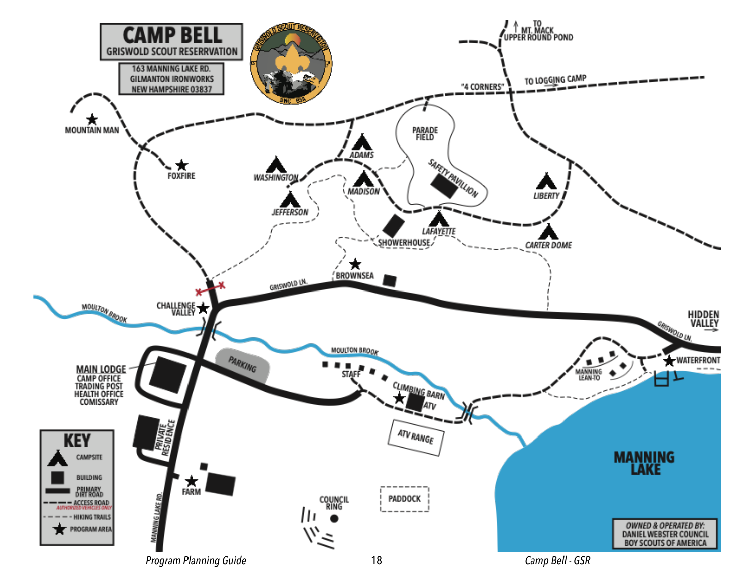# CAMP BELL

## GRISWOLD SCOUT RESERRVATION

163 MANNING LAKE RD.
GILMANTON IRONWORKS
NEW HAMPSHIRE 03837

TO MT. MACK UPPER ROUND POND

"4 CORNERS"

TO LOGGING CAMP

MOUNTAIN MAN

FOXFIRE

WASHINGTON

ADAMS

PARADE FIELD

SAFETY PAVILLION

JEFFERSON

MADISON

LIBERTY

LAFAYETTE

SHOWERHOUSE

CARTER DOME

BROWNSEA

GRISWOLD LN.

CHALLENGE VALLEY

MOULTON BROOK

HIDDEN VALLEY

GRISWOLD LN.

MAIN LODGE
CAMP OFFICE
TRADING POST
HEALTH OFFICE
COMISSARY

PARKING

MOULTON BROOK

STAFF

CLIMBING BARN

ATV

MANNING LEAN-TO

WATERFRONT

PRIVATE RESIDENCE

ATV RANGE

MANNING LAKE

FARM

COUNCIL RING

PADDOCK

MANNING LAKE RD.

**KEY**

- CAMPSITE
- BUILDING
- PRIMARY DIRT ROAD
- ACCESS ROAD (AUTHORIZED VEHICLES ONLY)
- HIKING TRAILS
- PROGRAM AREA

OWNED & OPERATED BY:
DANIEL WEBSTER COUNCIL
BOY SCOUTS OF AMERICA